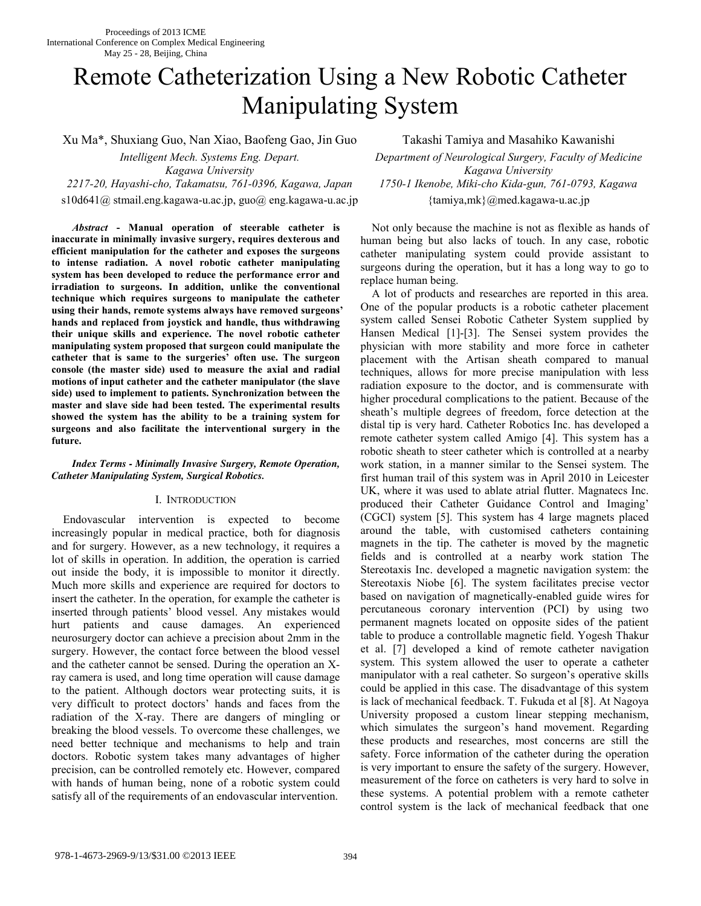# Remote Catheterization Using a New Robotic Catheter Manipulating System

Xu Ma*, Shuxiang Guo, Nan Xiao, Baofeng Gao, Jin Guo

*Intelligent Mech. Systems Eng. Depart.*
*Kagawa University*
*2217-20, Hayashi-cho, Takamatsu, 761-0396, Kagawa, Japan*
s10d641@ stmail.eng.kagawa-u.ac.jp, guo@ eng.kagawa-u.ac.jp

Takashi Tamiya and Masahiko Kawanishi

*Department of Neurological Surgery, Faculty of Medicine*
*Kagawa University*
*1750-1 Ikenobe, Miki-cho Kida-gun, 761-0793, Kagawa*
{tamiya,mk}@med.kagawa-u.ac.jp

***Abstract* - Manual operation of steerable catheter is inaccurate in minimally invasive surgery, requires dexterous and efficient manipulation for the catheter and exposes the surgeons to intense radiation. A novel robotic catheter manipulating system has been developed to reduce the performance error and irradiation to surgeons. In addition, unlike the conventional technique which requires surgeons to manipulate the catheter using their hands, remote systems always have removed surgeons' hands and replaced from joystick and handle, thus withdrawing their unique skills and experience. The novel robotic catheter manipulating system proposed that surgeon could manipulate the catheter that is same to the surgeries' often use. The surgeon console (the master side) used to measure the axial and radial motions of input catheter and the catheter manipulator (the slave side) used to implement to patients. Synchronization between the master and slave side had been tested. The experimental results showed the system has the ability to be a training system for surgeons and also facilitate the interventional surgery in the future.**

***Index Terms - Minimally Invasive Surgery, Remote Operation, Catheter Manipulating System, Surgical Robotics.***

## I. Introduction

Endovascular intervention is expected to become increasingly popular in medical practice, both for diagnosis and for surgery. However, as a new technology, it requires a lot of skills in operation. In addition, the operation is carried out inside the body, it is impossible to monitor it directly. Much more skills and experience are required for doctors to insert the catheter. In the operation, for example the catheter is inserted through patients' blood vessel. Any mistakes would hurt patients and cause damages. An experienced neurosurgery doctor can achieve a precision about 2mm in the surgery. However, the contact force between the blood vessel and the catheter cannot be sensed. During the operation an X-ray camera is used, and long time operation will cause damage to the patient. Although doctors wear protecting suits, it is very difficult to protect doctors' hands and faces from the radiation of the X-ray. There are dangers of mingling or breaking the blood vessels. To overcome these challenges, we need better technique and mechanisms to help and train doctors. Robotic system takes many advantages of higher precision, can be controlled remotely etc. However, compared with hands of human being, none of a robotic system could satisfy all of the requirements of an endovascular intervention. Not only because the machine is not as flexible as hands of human being but also lacks of touch. In any case, robotic catheter manipulating system could provide assistant to surgeons during the operation, but it has a long way to go to replace human being.

A lot of products and researches are reported in this area. One of the popular products is a robotic catheter placement system called Sensei Robotic Catheter System supplied by Hansen Medical [1]-[3]. The Sensei system provides the physician with more stability and more force in catheter placement with the Artisan sheath compared to manual techniques, allows for more precise manipulation with less radiation exposure to the doctor, and is commensurate with higher procedural complications to the patient. Because of the sheath's multiple degrees of freedom, force detection at the distal tip is very hard. Catheter Robotics Inc. has developed a remote catheter system called Amigo [4]. This system has a robotic sheath to steer catheter which is controlled at a nearby work station, in a manner similar to the Sensei system. The first human trail of this system was in April 2010 in Leicester UK, where it was used to ablate atrial flutter. Magnatecs Inc. produced their Catheter Guidance Control and Imaging' (CGCI) system [5]. This system has 4 large magnets placed around the table, with customised catheters containing magnets in the tip. The catheter is moved by the magnetic fields and is controlled at a nearby work station The Stereotaxis Inc. developed a magnetic navigation system: the Stereotaxis Niobe [6]. The system facilitates precise vector based on navigation of magnetically-enabled guide wires for percutaneous coronary intervention (PCI) by using two permanent magnets located on opposite sides of the patient table to produce a controllable magnetic field. Yogesh Thakur et al. [7] developed a kind of remote catheter navigation system. This system allowed the user to operate a catheter manipulator with a real catheter. So surgeon's operative skills could be applied in this case. The disadvantage of this system is lack of mechanical feedback. T. Fukuda et al [8]. At Nagoya University proposed a custom linear stepping mechanism, which simulates the surgeon's hand movement. Regarding these products and researches, most concerns are still the safety. Force information of the catheter during the operation is very important to ensure the safety of the surgery. However, measurement of the force on catheters is very hard to solve in these systems. A potential problem with a remote catheter control system is the lack of mechanical feedback that one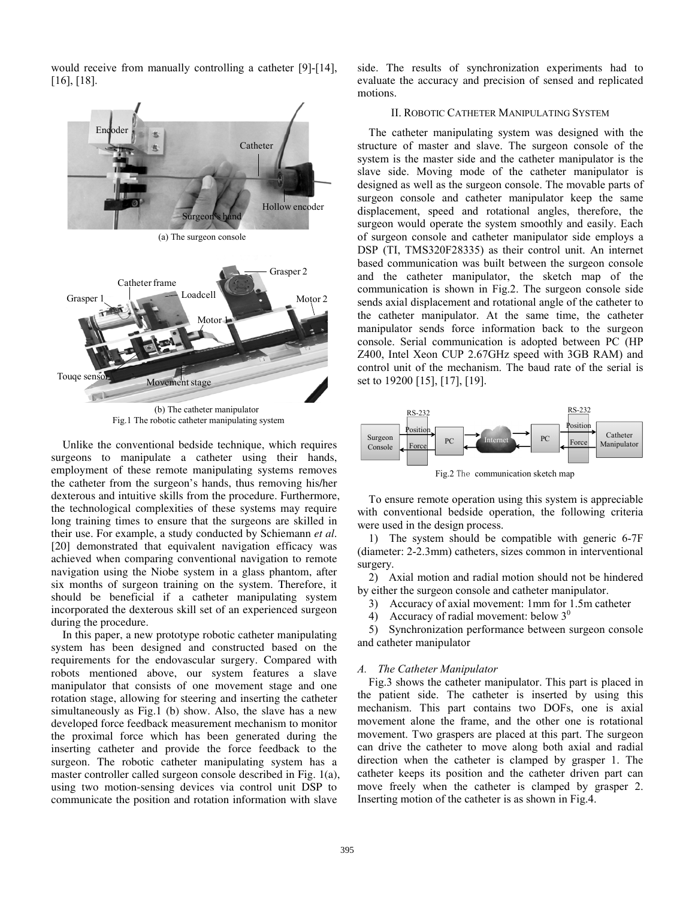would receive from manually controlling a catheter [9]-[14], [16], [18].

(a) The surgeon console

(b) The catheter manipulator
Fig.1 The robotic catheter manipulating system

Unlike the conventional bedside technique, which requires surgeons to manipulate a catheter using their hands, employment of these remote manipulating systems removes the catheter from the surgeon's hands, thus removing his/her dexterous and intuitive skills from the procedure. Furthermore, the technological complexities of these systems may require long training times to ensure that the surgeons are skilled in their use. For example, a study conducted by Schiemann *et al.* [20] demonstrated that equivalent navigation efficacy was achieved when comparing conventional navigation to remote navigation using the Niobe system in a glass phantom, after six months of surgeon training on the system. Therefore, it should be beneficial if a catheter manipulating system incorporated the dexterous skill set of an experienced surgeon during the procedure.

In this paper, a new prototype robotic catheter manipulating system has been designed and constructed based on the requirements for the endovascular surgery. Compared with robots mentioned above, our system features a slave manipulator that consists of one movement stage and one rotation stage, allowing for steering and inserting the catheter simultaneously as Fig.1 (b) show. Also, the slave has a new developed force feedback measurement mechanism to monitor the proximal force which has been generated during the inserting catheter and provide the force feedback to the surgeon. The robotic catheter manipulating system has a master controller called surgeon console described in Fig. 1(a), using two motion-sensing devices via control unit DSP to communicate the position and rotation information with slave side. The results of synchronization experiments had to evaluate the accuracy and precision of sensed and replicated motions.

## II. Robotic Catheter Manipulating System

The catheter manipulating system was designed with the structure of master and slave. The surgeon console of the system is the master side and the catheter manipulator is the slave side. Moving mode of the catheter manipulator is designed as well as the surgeon console. The movable parts of surgeon console and catheter manipulator keep the same displacement, speed and rotational angles, therefore, the surgeon would operate the system smoothly and easily. Each of surgeon console and catheter manipulator side employs a DSP (TI, TMS320F28335) as their control unit. An internet based communication was built between the surgeon console and the catheter manipulator, the sketch map of the communication is shown in Fig.2. The surgeon console side sends axial displacement and rotational angle of the catheter to the catheter manipulator. At the same time, the catheter manipulator sends force information back to the surgeon console. Serial communication is adopted between PC (HP Z400, Intel Xeon CUP 2.67GHz speed with 3GB RAM) and control unit of the mechanism. The baud rate of the serial is set to 19200 [15], [17], [19].

Fig.2 The communication sketch map

To ensure remote operation using this system is appreciable with conventional bedside operation, the following criteria were used in the design process.

1) The system should be compatible with generic 6-7F (diameter: 2-2.3mm) catheters, sizes common in interventional surgery.

2) Axial motion and radial motion should not be hindered by either the surgeon console and catheter manipulator.

3) Accuracy of axial movement: 1mm for 1.5m catheter

4) Accuracy of radial movement: below $3^0$

5) Synchronization performance between surgeon console and catheter manipulator

### *A. The Catheter Manipulator*

Fig.3 shows the catheter manipulator. This part is placed in the patient side. The catheter is inserted by using this mechanism. This part contains two DOFs, one is axial movement alone the frame, and the other one is rotational movement. Two graspers are placed at this part. The surgeon can drive the catheter to move along both axial and radial direction when the catheter is clamped by grasper 1. The catheter keeps its position and the catheter driven part can move freely when the catheter is clamped by grasper 2. Inserting motion of the catheter is as shown in Fig.4.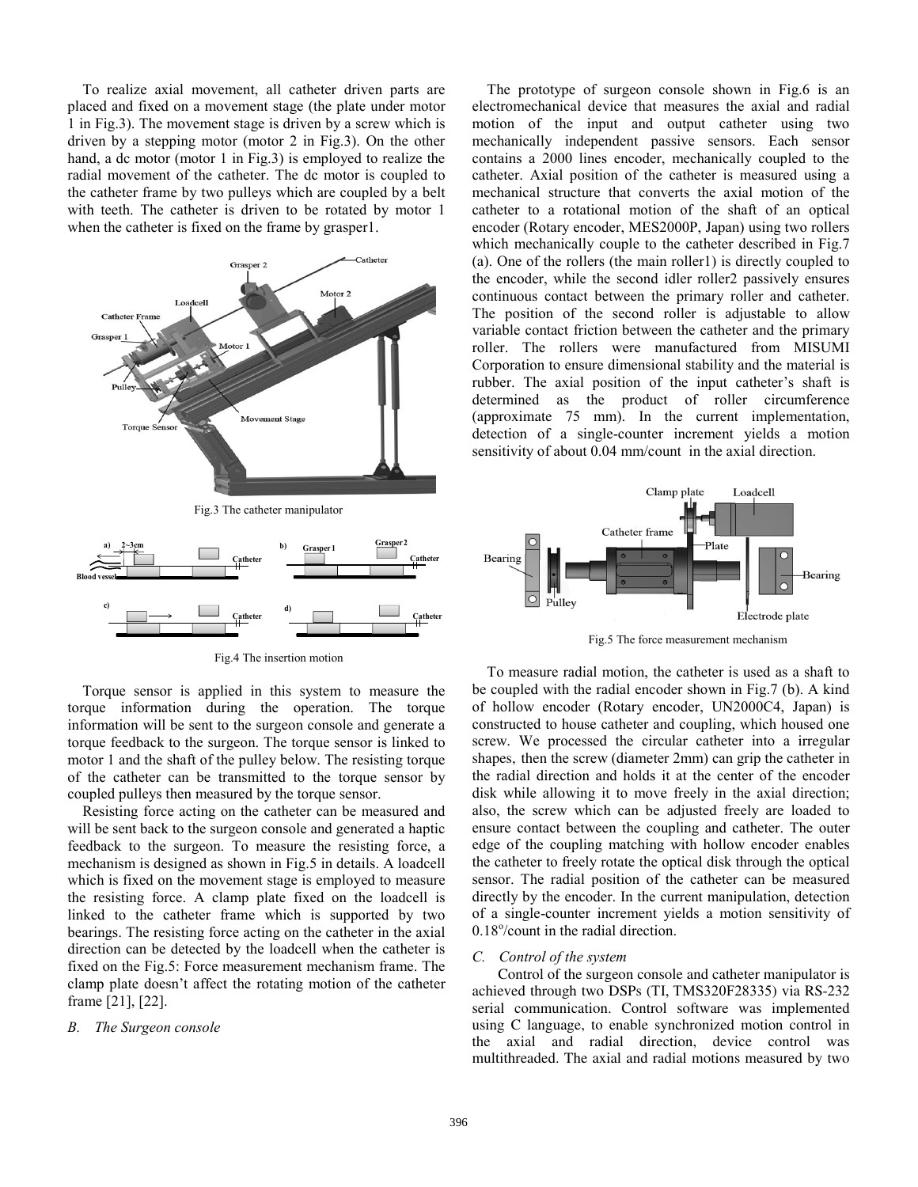To realize axial movement, all catheter driven parts are placed and fixed on a movement stage (the plate under motor 1 in Fig.3). The movement stage is driven by a screw which is driven by a stepping motor (motor 2 in Fig.3). On the other hand, a dc motor (motor 1 in Fig.3) is employed to realize the radial movement of the catheter. The dc motor is coupled to the catheter frame by two pulleys which are coupled by a belt with teeth. The catheter is driven to be rotated by motor 1 when the catheter is fixed on the frame by grasper1.

Fig.3 The catheter manipulator

Fig.4 The insertion motion

Torque sensor is applied in this system to measure the torque information during the operation. The torque information will be sent to the surgeon console and generate a torque feedback to the surgeon. The torque sensor is linked to motor 1 and the shaft of the pulley below. The resisting torque of the catheter can be transmitted to the torque sensor by coupled pulleys then measured by the torque sensor.

Resisting force acting on the catheter can be measured and will be sent back to the surgeon console and generated a haptic feedback to the surgeon. To measure the resisting force, a mechanism is designed as shown in Fig.5 in details. A loadcell which is fixed on the movement stage is employed to measure the resisting force. A clamp plate fixed on the loadcell is linked to the catheter frame which is supported by two bearings. The resisting force acting on the catheter in the axial direction can be detected by the loadcell when the catheter is fixed on the Fig.5: Force measurement mechanism frame. The clamp plate doesn't affect the rotating motion of the catheter frame [21], [22].

*B. The Surgeon console*

The prototype of surgeon console shown in Fig.6 is an electromechanical device that measures the axial and radial motion of the input and output catheter using two mechanically independent passive sensors. Each sensor contains a 2000 lines encoder, mechanically coupled to the catheter. Axial position of the catheter is measured using a mechanical structure that converts the axial motion of the catheter to a rotational motion of the shaft of an optical encoder (Rotary encoder, MES2000P, Japan) using two rollers which mechanically couple to the catheter described in Fig.7 (a). One of the rollers (the main roller1) is directly coupled to the encoder, while the second idler roller2 passively ensures continuous contact between the primary roller and catheter. The position of the second roller is adjustable to allow variable contact friction between the catheter and the primary roller. The rollers were manufactured from MISUMI Corporation to ensure dimensional stability and the material is rubber. The axial position of the input catheter's shaft is determined as the product of roller circumference (approximate 75 mm). In the current implementation, detection of a single-counter increment yields a motion sensitivity of about 0.04 mm/count in the axial direction.

Fig.5 The force measurement mechanism

To measure radial motion, the catheter is used as a shaft to be coupled with the radial encoder shown in Fig.7 (b). A kind of hollow encoder (Rotary encoder, UN2000C4, Japan) is constructed to house catheter and coupling, which housed one screw. We processed the circular catheter into a irregular shapes, then the screw (diameter 2mm) can grip the catheter in the radial direction and holds it at the center of the encoder disk while allowing it to move freely in the axial direction; also, the screw which can be adjusted freely are loaded to ensure contact between the coupling and catheter. The outer edge of the coupling matching with hollow encoder enables the catheter to freely rotate the optical disk through the optical sensor. The radial position of the catheter can be measured directly by the encoder. In the current manipulation, detection of a single-counter increment yields a motion sensitivity of 0.18°/count in the radial direction.

*C. Control of the system*

Control of the surgeon console and catheter manipulator is achieved through two DSPs (TI, TMS320F28335) via RS-232 serial communication. Control software was implemented using C language, to enable synchronized motion control in the axial and radial direction, device control was multithreaded. The axial and radial motions measured by two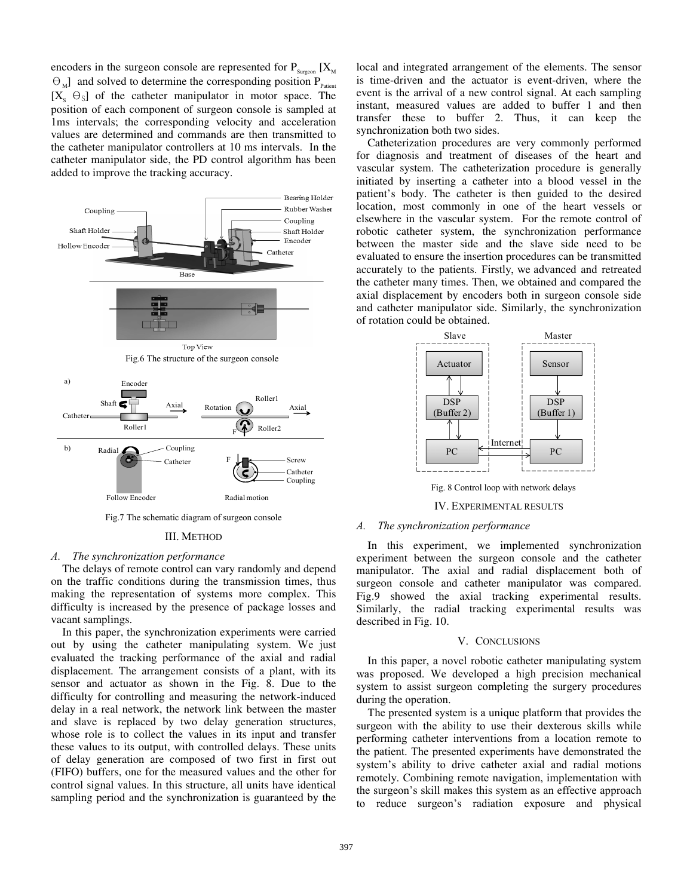encoders in the surgeon console are represented for $P_{Surgeon}$ [$X_M$ $\Theta_M$] and solved to determine the corresponding position $P_{Patient}$ [$X_S$ $\Theta_S$] of the catheter manipulator in motor space. The position of each component of surgeon console is sampled at 1ms intervals; the corresponding velocity and acceleration values are determined and commands are then transmitted to the catheter manipulator controllers at 10 ms intervals. In the catheter manipulator side, the PD control algorithm has been added to improve the tracking accuracy.

Fig.6 The structure of the surgeon console

Fig.7 The schematic diagram of surgeon console

## III. METHOD

### A. The synchronization performance

The delays of remote control can vary randomly and depend on the traffic conditions during the transmission times, thus making the representation of systems more complex. This difficulty is increased by the presence of package losses and vacant samplings.

In this paper, the synchronization experiments were carried out by using the catheter manipulating system. We just evaluated the tracking performance of the axial and radial displacement. The arrangement consists of a plant, with its sensor and actuator as shown in the Fig. 8. Due to the difficulty for controlling and measuring the network-induced delay in a real network, the network link between the master and slave is replaced by two delay generation structures, whose role is to collect the values in its input and transfer these values to its output, with controlled delays. These units of delay generation are composed of two first in first out (FIFO) buffers, one for the measured values and the other for control signal values. In this structure, all units have identical sampling period and the synchronization is guaranteed by the local and integrated arrangement of the elements. The sensor is time-driven and the actuator is event-driven, where the event is the arrival of a new control signal. At each sampling instant, measured values are added to buffer 1 and then transfer these to buffer 2. Thus, it can keep the synchronization both two sides.

Catheterization procedures are very commonly performed for diagnosis and treatment of diseases of the heart and vascular system. The catheterization procedure is generally initiated by inserting a catheter into a blood vessel in the patient's body. The catheter is then guided to the desired location, most commonly in one of the heart vessels or elsewhere in the vascular system. For the remote control of robotic catheter system, the synchronization performance between the master side and the slave side need to be evaluated to ensure the insertion procedures can be transmitted accurately to the patients. Firstly, we advanced and retreated the catheter many times. Then, we obtained and compared the axial displacement by encoders both in surgeon console side and catheter manipulator side. Similarly, the synchronization of rotation could be obtained.

Fig. 8 Control loop with network delays

## IV. EXPERIMENTAL RESULTS

### A. The synchronization performance

In this experiment, we implemented synchronization experiment between the surgeon console and the catheter manipulator. The axial and radial displacement both of surgeon console and catheter manipulator was compared. Fig.9 showed the axial tracking experimental results. Similarly, the radial tracking experimental results was described in Fig. 10.

## V. CONCLUSIONS

In this paper, a novel robotic catheter manipulating system was proposed. We developed a high precision mechanical system to assist surgeon completing the surgery procedures during the operation.

The presented system is a unique platform that provides the surgeon with the ability to use their dexterous skills while performing catheter interventions from a location remote to the patient. The presented experiments have demonstrated the system's ability to drive catheter axial and radial motions remotely. Combining remote navigation, implementation with the surgeon's skill makes this system as an effective approach to reduce surgeon's radiation exposure and physical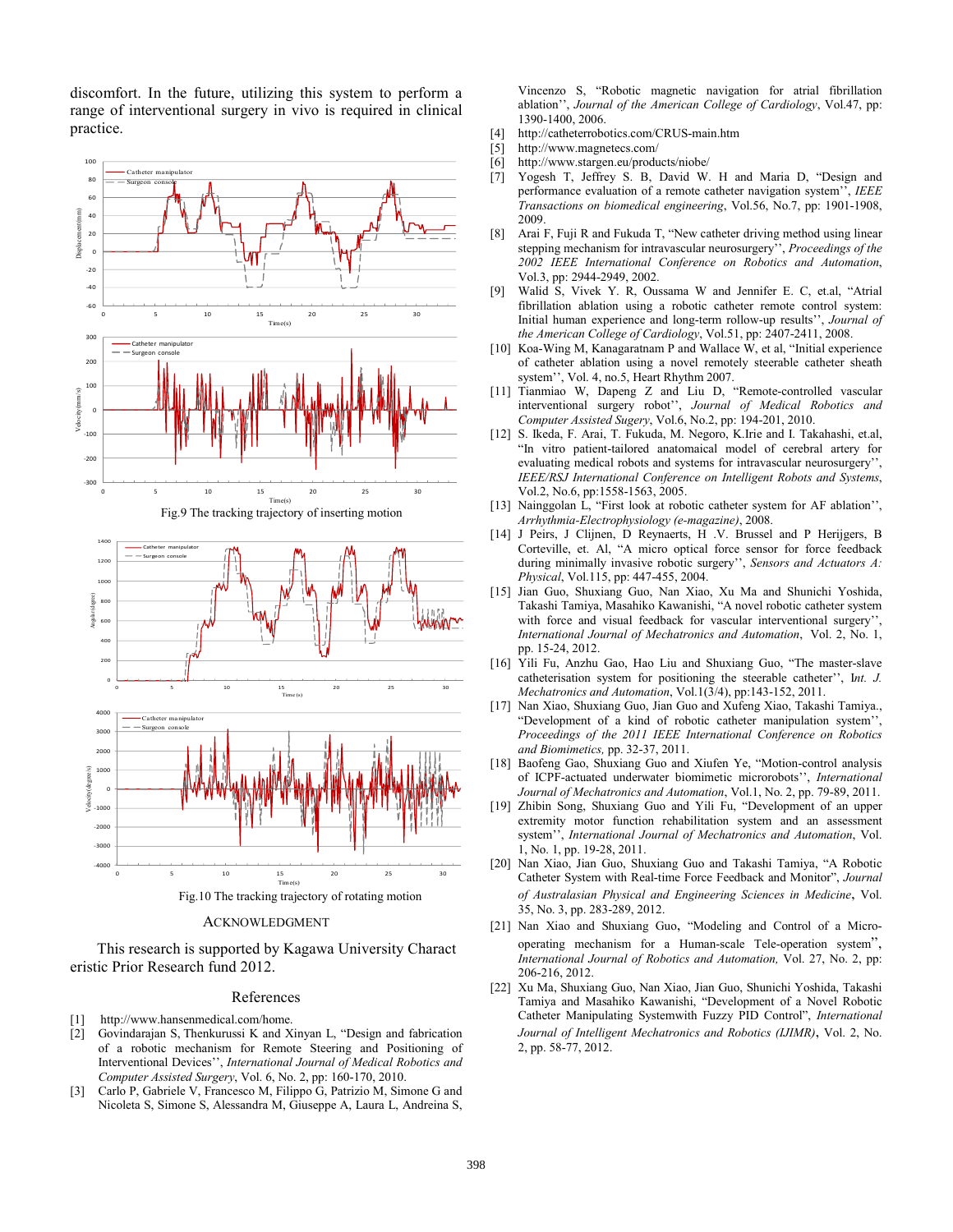discomfort. In the future, utilizing this system to perform a range of interventional surgery in vivo is required in clinical practice.

Catheter manipulator
Surgeon console
Displacement(mm)
100
80
60
40
20
0
-20
-40
-60
0 5 10 15 20 25 30
Time(s)

Catheter manipulator
Surgeon console
Velocity(mm/s)
300
200
100
0
-100
-200
-300
0 5 10 15 20 25 30
Time(s)

Fig.9 The tracking trajectory of inserting motion

Catheter manipulator
Surgeon console
Angle(degree)
1400
1200
1000
800
600
400
200
0
0 5 10 15 20 25 30
Time(s)

Catheter manipulator
Surgeon console
Velocity(degree/s)
4000
3000
2000
1000
0
-1000
-2000
-3000
-4000
0 5 10 15 20 25 30
Time(s)

Fig.10 The tracking trajectory of rotating motion

## ACKNOWLEDGMENT

This research is supported by Kagawa University Charact eristic Prior Research fund 2012.

## References

[1] http://www.hansenmedical.com/home.

[2] Govindarajan S, Thenkurussi K and Xinyan L, "Design and fabrication of a robotic mechanism for Remote Steering and Positioning of Interventional Devices'', *International Journal of Medical Robotics and Computer Assisted Surgery*, Vol. 6, No. 2, pp: 160-170, 2010.

[3] Carlo P, Gabriele V, Francesco M, Filippo G, Patrizio M, Simone G and Nicoleta S, Simone S, Alessandra M, Giuseppe A, Laura L, Andreina S, Vincenzo S, "Robotic magnetic navigation for atrial fibrillation ablation'', *Journal of the American College of Cardiology*, Vol.47, pp: 1390-1400, 2006.

[4] http://catheterrobotics.com/CRUS-main.htm

[5] http://www.magnetecs.com/

[6] http://www.stargen.eu/products/niobe/

[7] Yogesh T, Jeffrey S. B, David W. H and Maria D, "Design and performance evaluation of a remote catheter navigation system'', *IEEE Transactions on biomedical engineering*, Vol.56, No.7, pp: 1901-1908, 2009.

[8] Arai F, Fuji R and Fukuda T, "New catheter driving method using linear stepping mechanism for intravascular neurosurgery'', *Proceedings of the 2002 IEEE International Conference on Robotics and Automation*, Vol.3, pp: 2944-2949, 2002.

[9] Walid S, Vivek Y. R, Oussama W and Jennifer E. C, et.al, "Atrial fibrillation ablation using a robotic catheter remote control system: Initial human experience and long-term follow-up results'', *Journal of the American College of Cardiology*, Vol.51, pp: 2407-2411, 2008.

[10] Koa-Wing M, Kanagaratnam P and Wallace W, et al, "Initial experience of catheter ablation using a novel remotely steerable catheter sheath system'', Vol. 4, no.5, Heart Rhythm 2007.

[11] Tianmiao W, Dapeng Z and Liu D, "Remote-controlled vascular interventional surgery robot'', *Journal of Medical Robotics and Computer Assisted Sugery*, Vol.6, No.2, pp: 194-201, 2010.

[12] S. Ikeda, F. Arai, T. Fukuda, M. Negoro, K.Irie and I. Takahashi, et.al, "In vitro patient-tailored anatomaical model of cerebral artery for evaluating medical robots and systems for intravascular neurosurgery'', *IEEE/RSJ International Conference on Intelligent Robots and Systems*, Vol.2, No.6, pp:1558-1563, 2005.

[13] Nainggolan L, "First look at robotic catheter system for AF ablation'', *Arrhythmia-Electrophysiology (e-magazine)*, 2008.

[14] J Peirs, J Clijnen, D Reynaerts, H .V. Brussel and P Herijgers, B Corteville, et. Al, "A micro optical force sensor for force feedback during minimally invasive robotic surgery'', *Sensors and Actuators A: Physical*, Vol.115, pp: 447-455, 2004.

[15] Jian Guo, Shuxiang Guo, Nan Xiao, Xu Ma and Shunichi Yoshida, Takashi Tamiya, Masahiko Kawanishi, "A novel robotic catheter system with force and visual feedback for vascular interventional surgery'', *International Journal of Mechatronics and Automation*, Vol. 2, No. 1, pp. 15-24, 2012.

[16] Yili Fu, Anzhu Gao, Hao Liu and Shuxiang Guo, "The master-slave catheterisation system for positioning the steerable catheter'', *Int. J. Mechatronics and Automation*, Vol.1(3/4), pp:143-152, 2011.

[17] Nan Xiao, Shuxiang Guo, Jian Guo and Xufeng Xiao, Takashi Tamiya., "Development of a kind of robotic catheter manipulation system'', *Proceedings of the 2011 IEEE International Conference on Robotics and Biomimetics*, pp. 32-37, 2011.

[18] Baofeng Gao, Shuxiang Guo and Xiufen Ye, "Motion-control analysis of ICPF-actuated underwater biomimetic microrobots'', *International Journal of Mechatronics and Automation*, Vol.1, No. 2, pp. 79-89, 2011.

[19] Zhibin Song, Shuxiang Guo and Yili Fu, "Development of an upper extremity motor function rehabilitation system and an assessment system'', *International Journal of Mechatronics and Automation*, Vol. 1, No. 1, pp. 19-28, 2011.

[20] Nan Xiao, Jian Guo, Shuxiang Guo and Takashi Tamiya, "A Robotic Catheter System with Real-time Force Feedback and Monitor", *Journal of Australasian Physical and Engineering Sciences in Medicine*, Vol. 35, No. 3, pp. 283-289, 2012.

[21] Nan Xiao and Shuxiang Guo, "Modeling and Control of a Micro-operating mechanism for a Human-scale Tele-operation system", *International Journal of Robotics and Automation,* Vol. 27, No. 2, pp: 206-216, 2012.

[22] Xu Ma, Shuxiang Guo, Nan Xiao, Jian Guo, Shunichi Yoshida, Takashi Tamiya and Masahiko Kawanishi, "Development of a Novel Robotic Catheter Manipulating Systemwith Fuzzy PID Control", *International Journal of Intelligent Mechatronics and Robotics (IJIMR)*, Vol. 2, No. 2, pp. 58-77, 2012.